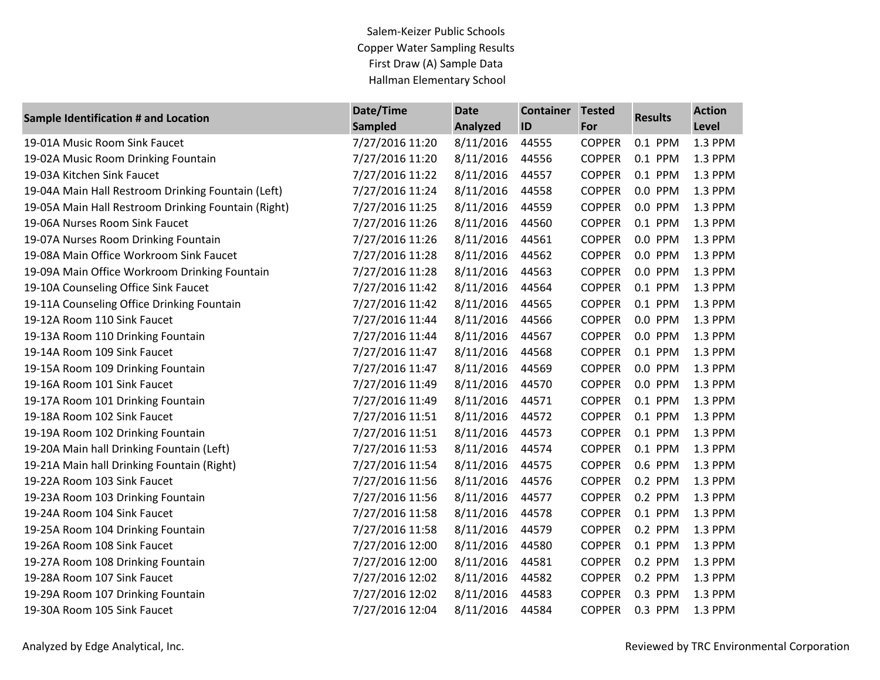# Salem-Keizer Public Schools
## Copper Water Sampling Results
### First Draw (A) Sample Data
### Hallman Elementary School

| Sample Identification # and Location | Date/Time Sampled | Date Analyzed | Container ID | Tested For | Results | Action Level |
|---|---|---|---|---|---|---|
| 19-01A Music Room Sink Faucet | 7/27/2016 11:20 | 8/11/2016 | 44555 | COPPER | 0.1 PPM | 1.3 PPM |
| 19-02A Music Room Drinking Fountain | 7/27/2016 11:20 | 8/11/2016 | 44556 | COPPER | 0.1 PPM | 1.3 PPM |
| 19-03A Kitchen Sink Faucet | 7/27/2016 11:22 | 8/11/2016 | 44557 | COPPER | 0.1 PPM | 1.3 PPM |
| 19-04A Main Hall Restroom Drinking Fountain (Left) | 7/27/2016 11:24 | 8/11/2016 | 44558 | COPPER | 0.0 PPM | 1.3 PPM |
| 19-05A Main Hall Restroom Drinking Fountain (Right) | 7/27/2016 11:25 | 8/11/2016 | 44559 | COPPER | 0.0 PPM | 1.3 PPM |
| 19-06A Nurses Room Sink Faucet | 7/27/2016 11:26 | 8/11/2016 | 44560 | COPPER | 0.1 PPM | 1.3 PPM |
| 19-07A Nurses Room Drinking Fountain | 7/27/2016 11:26 | 8/11/2016 | 44561 | COPPER | 0.0 PPM | 1.3 PPM |
| 19-08A Main Office Workroom Sink Faucet | 7/27/2016 11:28 | 8/11/2016 | 44562 | COPPER | 0.0 PPM | 1.3 PPM |
| 19-09A Main Office Workroom Drinking Fountain | 7/27/2016 11:28 | 8/11/2016 | 44563 | COPPER | 0.0 PPM | 1.3 PPM |
| 19-10A Counseling Office Sink Faucet | 7/27/2016 11:42 | 8/11/2016 | 44564 | COPPER | 0.1 PPM | 1.3 PPM |
| 19-11A Counseling Office Drinking Fountain | 7/27/2016 11:42 | 8/11/2016 | 44565 | COPPER | 0.1 PPM | 1.3 PPM |
| 19-12A Room 110 Sink Faucet | 7/27/2016 11:44 | 8/11/2016 | 44566 | COPPER | 0.0 PPM | 1.3 PPM |
| 19-13A Room 110 Drinking Fountain | 7/27/2016 11:44 | 8/11/2016 | 44567 | COPPER | 0.0 PPM | 1.3 PPM |
| 19-14A Room 109 Sink Faucet | 7/27/2016 11:47 | 8/11/2016 | 44568 | COPPER | 0.1 PPM | 1.3 PPM |
| 19-15A Room 109 Drinking Fountain | 7/27/2016 11:47 | 8/11/2016 | 44569 | COPPER | 0.0 PPM | 1.3 PPM |
| 19-16A Room 101 Sink Faucet | 7/27/2016 11:49 | 8/11/2016 | 44570 | COPPER | 0.0 PPM | 1.3 PPM |
| 19-17A Room 101 Drinking Fountain | 7/27/2016 11:49 | 8/11/2016 | 44571 | COPPER | 0.1 PPM | 1.3 PPM |
| 19-18A Room 102 Sink Faucet | 7/27/2016 11:51 | 8/11/2016 | 44572 | COPPER | 0.1 PPM | 1.3 PPM |
| 19-19A Room 102 Drinking Fountain | 7/27/2016 11:51 | 8/11/2016 | 44573 | COPPER | 0.1 PPM | 1.3 PPM |
| 19-20A Main hall Drinking Fountain (Left) | 7/27/2016 11:53 | 8/11/2016 | 44574 | COPPER | 0.1 PPM | 1.3 PPM |
| 19-21A Main hall Drinking Fountain (Right) | 7/27/2016 11:54 | 8/11/2016 | 44575 | COPPER | 0.6 PPM | 1.3 PPM |
| 19-22A Room 103 Sink Faucet | 7/27/2016 11:56 | 8/11/2016 | 44576 | COPPER | 0.2 PPM | 1.3 PPM |
| 19-23A Room 103 Drinking Fountain | 7/27/2016 11:56 | 8/11/2016 | 44577 | COPPER | 0.2 PPM | 1.3 PPM |
| 19-24A Room 104 Sink Faucet | 7/27/2016 11:58 | 8/11/2016 | 44578 | COPPER | 0.1 PPM | 1.3 PPM |
| 19-25A Room 104 Drinking Fountain | 7/27/2016 11:58 | 8/11/2016 | 44579 | COPPER | 0.2 PPM | 1.3 PPM |
| 19-26A Room 108 Sink Faucet | 7/27/2016 12:00 | 8/11/2016 | 44580 | COPPER | 0.1 PPM | 1.3 PPM |
| 19-27A Room 108 Drinking Fountain | 7/27/2016 12:00 | 8/11/2016 | 44581 | COPPER | 0.2 PPM | 1.3 PPM |
| 19-28A Room 107 Sink Faucet | 7/27/2016 12:02 | 8/11/2016 | 44582 | COPPER | 0.2 PPM | 1.3 PPM |
| 19-29A Room 107 Drinking Fountain | 7/27/2016 12:02 | 8/11/2016 | 44583 | COPPER | 0.3 PPM | 1.3 PPM |
| 19-30A Room 105 Sink Faucet | 7/27/2016 12:04 | 8/11/2016 | 44584 | COPPER | 0.3 PPM | 1.3 PPM |

Analyzed by Edge Analytical, Inc.

Reviewed by TRC Environmental Corporation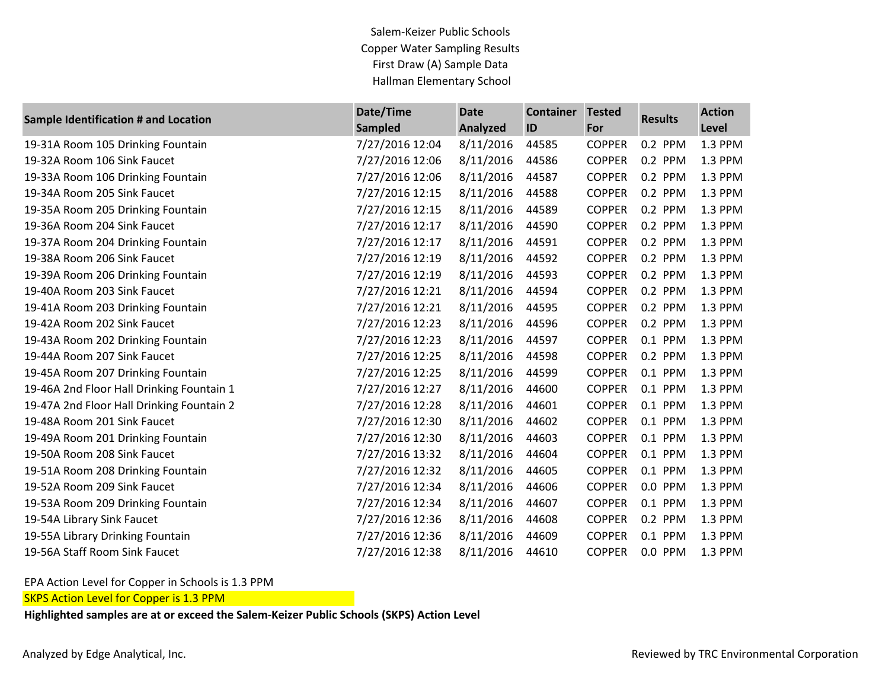# Salem-Keizer Public Schools
## Copper Water Sampling Results
## First Draw (A) Sample Data
## Hallman Elementary School

| Sample Identification # and Location | Date/Time Sampled | Date Analyzed | Container ID | Tested For | Results | Action Level |
|---|---|---|---|---|---|---|
| 19-31A Room 105 Drinking Fountain | 7/27/2016 12:04 | 8/11/2016 | 44585 | COPPER | 0.2 PPM | 1.3 PPM |
| 19-32A Room 106 Sink Faucet | 7/27/2016 12:06 | 8/11/2016 | 44586 | COPPER | 0.2 PPM | 1.3 PPM |
| 19-33A Room 106 Drinking Fountain | 7/27/2016 12:06 | 8/11/2016 | 44587 | COPPER | 0.2 PPM | 1.3 PPM |
| 19-34A Room 205 Sink Faucet | 7/27/2016 12:15 | 8/11/2016 | 44588 | COPPER | 0.2 PPM | 1.3 PPM |
| 19-35A Room 205 Drinking Fountain | 7/27/2016 12:15 | 8/11/2016 | 44589 | COPPER | 0.2 PPM | 1.3 PPM |
| 19-36A Room 204 Sink Faucet | 7/27/2016 12:17 | 8/11/2016 | 44590 | COPPER | 0.2 PPM | 1.3 PPM |
| 19-37A Room 204 Drinking Fountain | 7/27/2016 12:17 | 8/11/2016 | 44591 | COPPER | 0.2 PPM | 1.3 PPM |
| 19-38A Room 206 Sink Faucet | 7/27/2016 12:19 | 8/11/2016 | 44592 | COPPER | 0.2 PPM | 1.3 PPM |
| 19-39A Room 206 Drinking Fountain | 7/27/2016 12:19 | 8/11/2016 | 44593 | COPPER | 0.2 PPM | 1.3 PPM |
| 19-40A Room 203 Sink Faucet | 7/27/2016 12:21 | 8/11/2016 | 44594 | COPPER | 0.2 PPM | 1.3 PPM |
| 19-41A Room 203 Drinking Fountain | 7/27/2016 12:21 | 8/11/2016 | 44595 | COPPER | 0.2 PPM | 1.3 PPM |
| 19-42A Room 202 Sink Faucet | 7/27/2016 12:23 | 8/11/2016 | 44596 | COPPER | 0.2 PPM | 1.3 PPM |
| 19-43A Room 202 Drinking Fountain | 7/27/2016 12:23 | 8/11/2016 | 44597 | COPPER | 0.1 PPM | 1.3 PPM |
| 19-44A Room 207 Sink Faucet | 7/27/2016 12:25 | 8/11/2016 | 44598 | COPPER | 0.2 PPM | 1.3 PPM |
| 19-45A Room 207 Drinking Fountain | 7/27/2016 12:25 | 8/11/2016 | 44599 | COPPER | 0.1 PPM | 1.3 PPM |
| 19-46A 2nd Floor Hall Drinking Fountain 1 | 7/27/2016 12:27 | 8/11/2016 | 44600 | COPPER | 0.1 PPM | 1.3 PPM |
| 19-47A 2nd Floor Hall Drinking Fountain 2 | 7/27/2016 12:28 | 8/11/2016 | 44601 | COPPER | 0.1 PPM | 1.3 PPM |
| 19-48A Room 201 Sink Faucet | 7/27/2016 12:30 | 8/11/2016 | 44602 | COPPER | 0.1 PPM | 1.3 PPM |
| 19-49A Room 201 Drinking Fountain | 7/27/2016 12:30 | 8/11/2016 | 44603 | COPPER | 0.1 PPM | 1.3 PPM |
| 19-50A Room 208 Sink Faucet | 7/27/2016 13:32 | 8/11/2016 | 44604 | COPPER | 0.1 PPM | 1.3 PPM |
| 19-51A Room 208 Drinking Fountain | 7/27/2016 12:32 | 8/11/2016 | 44605 | COPPER | 0.1 PPM | 1.3 PPM |
| 19-52A Room 209 Sink Faucet | 7/27/2016 12:34 | 8/11/2016 | 44606 | COPPER | 0.0 PPM | 1.3 PPM |
| 19-53A Room 209 Drinking Fountain | 7/27/2016 12:34 | 8/11/2016 | 44607 | COPPER | 0.1 PPM | 1.3 PPM |
| 19-54A Library Sink Faucet | 7/27/2016 12:36 | 8/11/2016 | 44608 | COPPER | 0.2 PPM | 1.3 PPM |
| 19-55A Library Drinking Fountain | 7/27/2016 12:36 | 8/11/2016 | 44609 | COPPER | 0.1 PPM | 1.3 PPM |
| 19-56A Staff Room Sink Faucet | 7/27/2016 12:38 | 8/11/2016 | 44610 | COPPER | 0.0 PPM | 1.3 PPM |

EPA Action Level for Copper in Schools is 1.3 PPM

SKPS Action Level for Copper is 1.3 PPM

**Highlighted samples are at or exceed the Salem-Keizer Public Schools (SKPS) Action Level**

Analyzed by Edge Analytical, Inc.

Reviewed by TRC Environmental Corporation